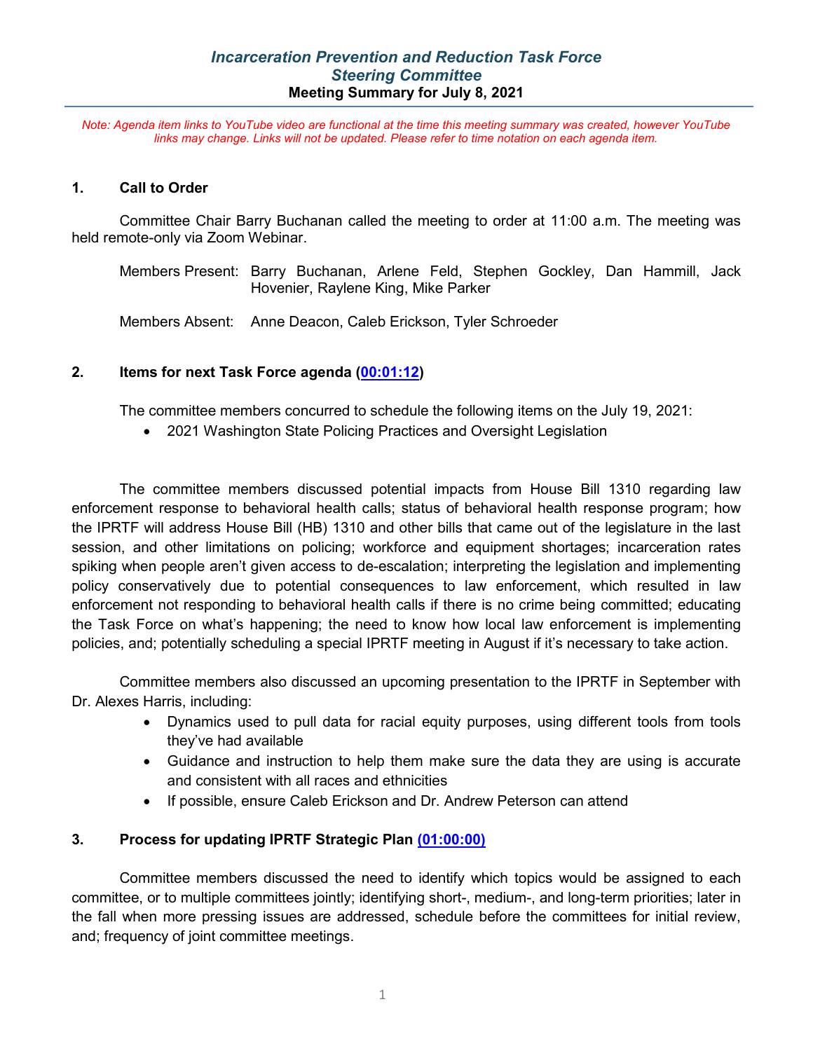# *Incarceration Prevention and Reduction Task Force*
# *Steering Committee*
## Meeting Summary for July 8, 2021

*Note: Agenda item links to YouTube video are functional at the time this meeting summary was created, however YouTube links may change. Links will not be updated. Please refer to time notation on each agenda item.*

### 1. Call to Order

Committee Chair Barry Buchanan called the meeting to order at 11:00 a.m. The meeting was held remote-only via Zoom Webinar.

Members Present: Barry Buchanan, Arlene Feld, Stephen Gockley, Dan Hammill, Jack Hovenier, Raylene King, Mike Parker

Members Absent: Anne Deacon, Caleb Erickson, Tyler Schroeder

### 2. Items for next Task Force agenda (00:01:12)

The committee members concurred to schedule the following items on the July 19, 2021:

- 2021 Washington State Policing Practices and Oversight Legislation

The committee members discussed potential impacts from House Bill 1310 regarding law enforcement response to behavioral health calls; status of behavioral health response program; how the IPRTF will address House Bill (HB) 1310 and other bills that came out of the legislature in the last session, and other limitations on policing; workforce and equipment shortages; incarceration rates spiking when people aren't given access to de-escalation; interpreting the legislation and implementing policy conservatively due to potential consequences to law enforcement, which resulted in law enforcement not responding to behavioral health calls if there is no crime being committed; educating the Task Force on what's happening; the need to know how local law enforcement is implementing policies, and; potentially scheduling a special IPRTF meeting in August if it's necessary to take action.

Committee members also discussed an upcoming presentation to the IPRTF in September with Dr. Alexes Harris, including:

- Dynamics used to pull data for racial equity purposes, using different tools from tools they've had available
- Guidance and instruction to help them make sure the data they are using is accurate and consistent with all races and ethnicities
- If possible, ensure Caleb Erickson and Dr. Andrew Peterson can attend

### 3. Process for updating IPRTF Strategic Plan (01:00:00)

Committee members discussed the need to identify which topics would be assigned to each committee, or to multiple committees jointly; identifying short-, medium-, and long-term priorities; later in the fall when more pressing issues are addressed, schedule before the committees for initial review, and; frequency of joint committee meetings.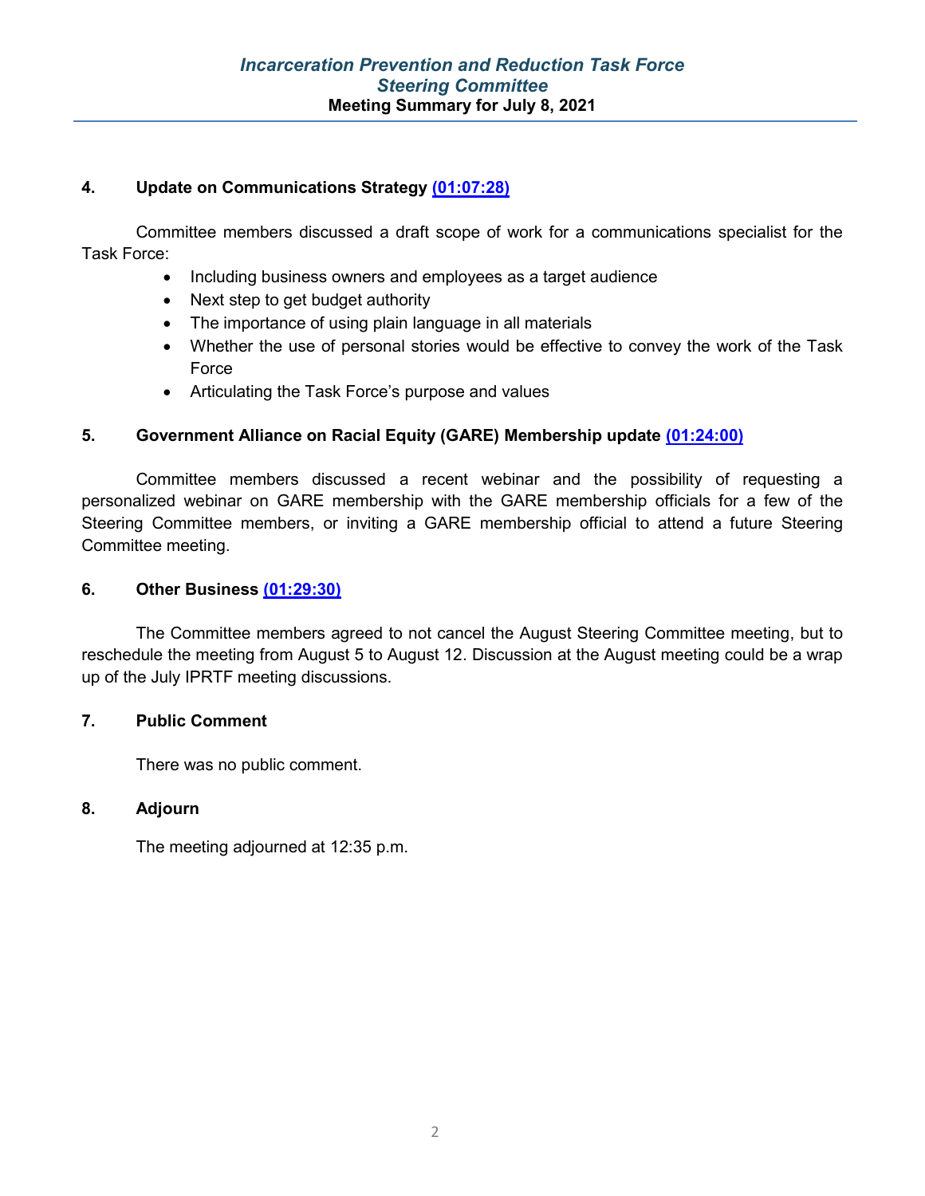## 4. Update on Communications Strategy (01:07:28)

Committee members discussed a draft scope of work for a communications specialist for the Task Force:

- Including business owners and employees as a target audience
- Next step to get budget authority
- The importance of using plain language in all materials
- Whether the use of personal stories would be effective to convey the work of the Task Force
- Articulating the Task Force's purpose and values

## 5. Government Alliance on Racial Equity (GARE) Membership update (01:24:00)

Committee members discussed a recent webinar and the possibility of requesting a personalized webinar on GARE membership with the GARE membership officials for a few of the Steering Committee members, or inviting a GARE membership official to attend a future Steering Committee meeting.

## 6. Other Business (01:29:30)

The Committee members agreed to not cancel the August Steering Committee meeting, but to reschedule the meeting from August 5 to August 12. Discussion at the August meeting could be a wrap up of the July IPRTF meeting discussions.

## 7. Public Comment

There was no public comment.

## 8. Adjourn

The meeting adjourned at 12:35 p.m.